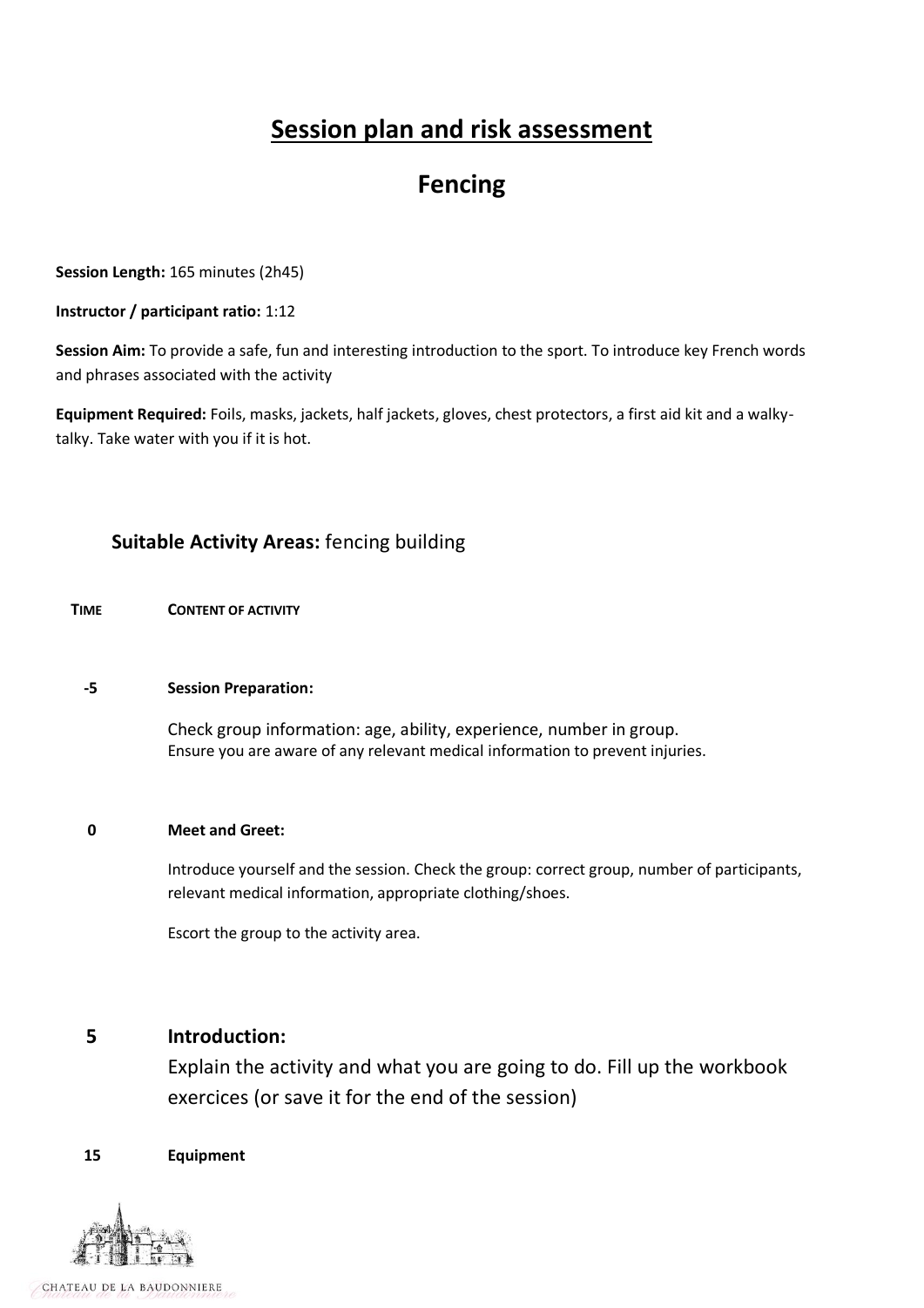# Session plan and risk assessment

## Fencing

**Session Length:** 165 minutes (2h45)

**Instructor / participant ratio:** 1:12

**Session Aim:** To provide a safe, fun and interesting introduction to the sport. To introduce key French words and phrases associated with the activity

**Equipment Required:** Foils, masks, jackets, half jackets, gloves, chest protectors, a first aid kit and a walky-talky. Take water with you if it is hot.

**Suitable Activity Areas:** fencing building

| TIME | CONTENT OF ACTIVITY |
|---|---|
| -5 | **Session Preparation:**<br><br>Check group information: age, ability, experience, number in group.<br>Ensure you are aware of any relevant medical information to prevent injuries. |
| 0 | **Meet and Greet:**<br><br>Introduce yourself and the session. Check the group: correct group, number of participants, relevant medical information, appropriate clothing/shoes.<br><br>Escort the group to the activity area. |
| 5 | **Introduction:**<br><br>Explain the activity and what you are going to do. Fill up the workbook exercices (or save it for the end of the session) |
| 15 | **Equipment** |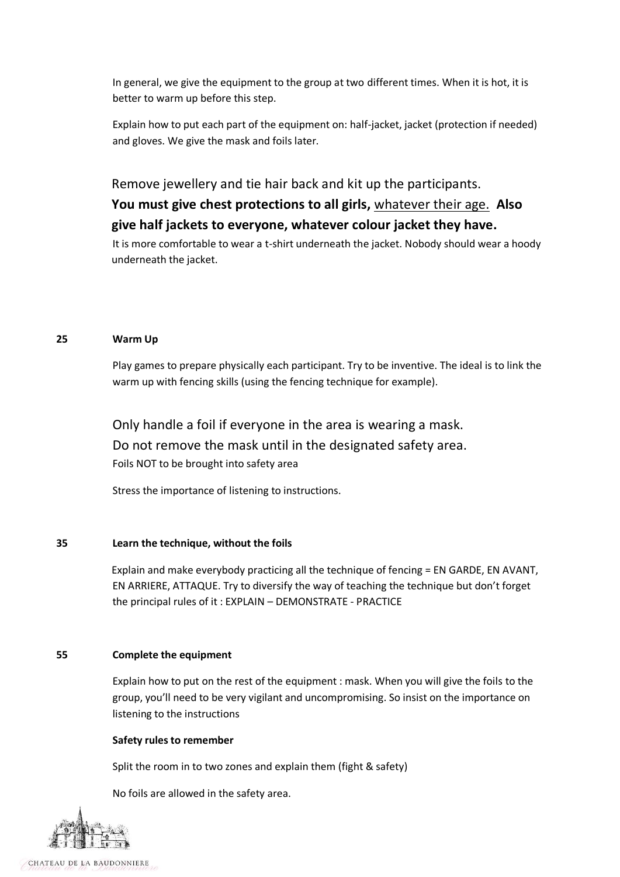In general, we give the equipment to the group at two different times. When it is hot, it is better to warm up before this step.

Explain how to put each part of the equipment on: half-jacket, jacket (protection if needed) and gloves. We give the mask and foils later.

Remove jewellery and tie hair back and kit up the participants.

**You must give chest protections to all girls,** <u>whatever their age.</u> **Also give half jackets to everyone, whatever colour jacket they have.**

It is more comfortable to wear a t-shirt underneath the jacket. Nobody should wear a hoody underneath the jacket.

**25 Warm Up**

Play games to prepare physically each participant. Try to be inventive. The ideal is to link the warm up with fencing skills (using the fencing technique for example).

Only handle a foil if everyone in the area is wearing a mask.

Do not remove the mask until in the designated safety area.

Foils NOT to be brought into safety area

Stress the importance of listening to instructions.

**35 Learn the technique, without the foils**

Explain and make everybody practicing all the technique of fencing = EN GARDE, EN AVANT, EN ARRIERE, ATTAQUE. Try to diversify the way of teaching the technique but don't forget the principal rules of it : EXPLAIN – DEMONSTRATE - PRACTICE

**55 Complete the equipment**

Explain how to put on the rest of the equipment : mask. When you will give the foils to the group, you'll need to be very vigilant and uncompromising. So insist on the importance on listening to the instructions

**Safety rules to remember**

Split the room in to two zones and explain them (fight & safety)

No foils are allowed in the safety area.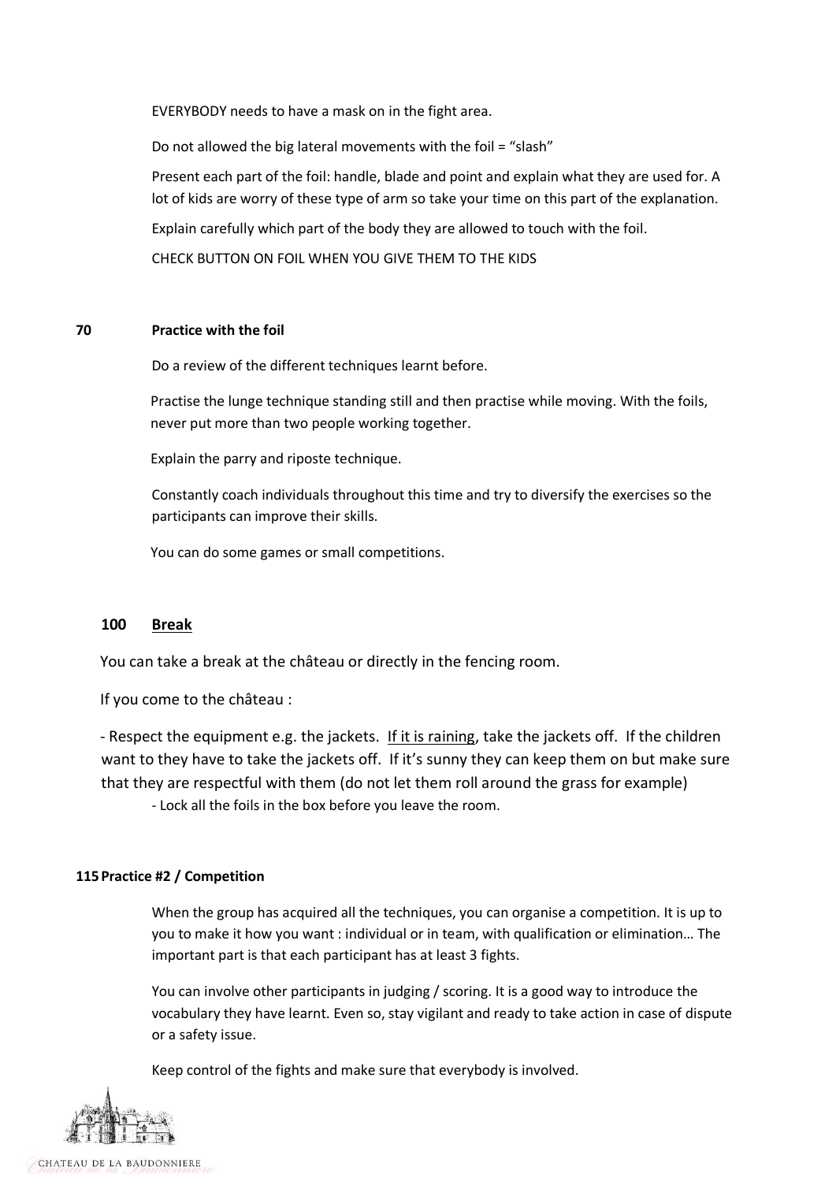EVERYBODY needs to have a mask on in the fight area.

Do not allowed the big lateral movements with the foil = “slash”

Present each part of the foil: handle, blade and point and explain what they are used for. A lot of kids are worry of these type of arm so take your time on this part of the explanation.

Explain carefully which part of the body they are allowed to touch with the foil.

CHECK BUTTON ON FOIL WHEN YOU GIVE THEM TO THE KIDS

**70 Practice with the foil**

Do a review of the different techniques learnt before.

Practise the lunge technique standing still and then practise while moving. With the foils, never put more than two people working together.

Explain the parry and riposte technique.

Constantly coach individuals throughout this time and try to diversify the exercises so the participants can improve their skills.

You can do some games or small competitions.

**100 <u>Break</u>**

You can take a break at the château or directly in the fencing room.

If you come to the château :

- Respect the equipment e.g. the jackets. <u>If it is raining</u>, take the jackets off. If the children want to they have to take the jackets off. If it’s sunny they can keep them on but make sure that they are respectful with them (do not let them roll around the grass for example)
- Lock all the foils in the box before you leave the room.

**115 Practice #2 / Competition**

When the group has acquired all the techniques, you can organise a competition. It is up to you to make it how you want : individual or in team, with qualification or elimination… The important part is that each participant has at least 3 fights.

You can involve other participants in judging / scoring. It is a good way to introduce the vocabulary they have learnt. Even so, stay vigilant and ready to take action in case of dispute or a safety issue.

Keep control of the fights and make sure that everybody is involved.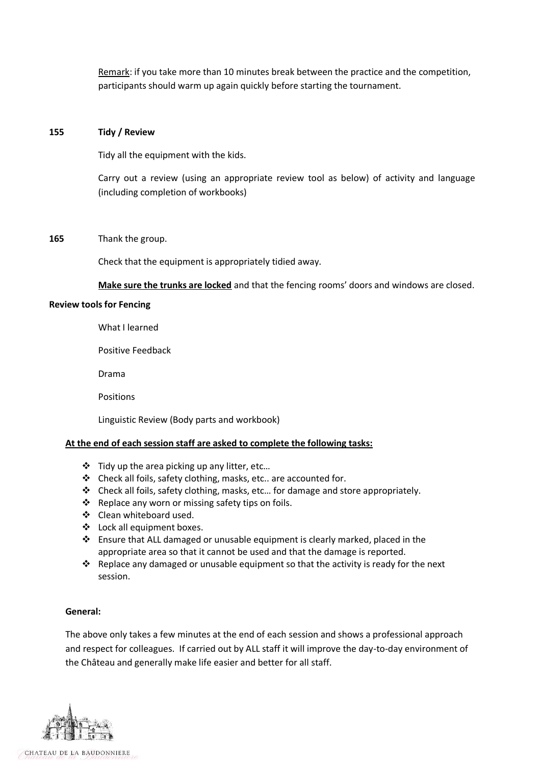Remark: if you take more than 10 minutes break between the practice and the competition, participants should warm up again quickly before starting the tournament.

**155** **Tidy / Review**

Tidy all the equipment with the kids.

Carry out a review (using an appropriate review tool as below) of activity and language (including completion of workbooks)

**165** Thank the group.

Check that the equipment is appropriately tidied away.

**Make sure the trunks are locked** and that the fencing rooms' doors and windows are closed.

**Review tools for Fencing**

What I learned

Positive Feedback

Drama

Positions

Linguistic Review (Body parts and workbook)

**At the end of each session staff are asked to complete the following tasks:**

- Tidy up the area picking up any litter, etc…
- Check all foils, safety clothing, masks, etc.. are accounted for.
- Check all foils, safety clothing, masks, etc… for damage and store appropriately.
- Replace any worn or missing safety tips on foils.
- Clean whiteboard used.
- Lock all equipment boxes.
- Ensure that ALL damaged or unusable equipment is clearly marked, placed in the appropriate area so that it cannot be used and that the damage is reported.
- Replace any damaged or unusable equipment so that the activity is ready for the next session.

**General:**

The above only takes a few minutes at the end of each session and shows a professional approach and respect for colleagues. If carried out by ALL staff it will improve the day-to-day environment of the Château and generally make life easier and better for all staff.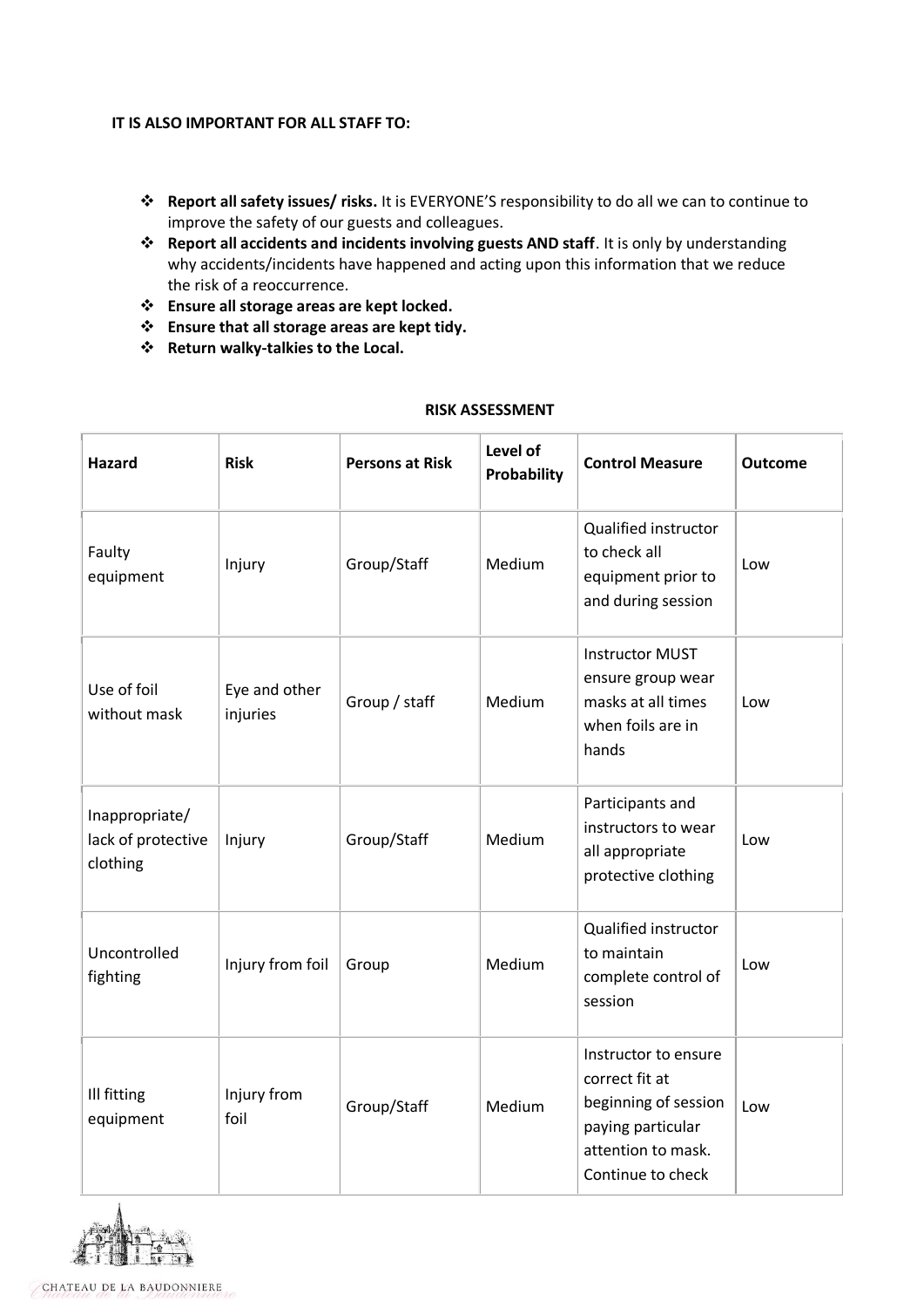**IT IS ALSO IMPORTANT FOR ALL STAFF TO:**

- **Report all safety issues/ risks.** It is EVERYONE'S responsibility to do all we can to continue to improve the safety of our guests and colleagues.
- **Report all accidents and incidents involving guests AND staff**. It is only by understanding why accidents/incidents have happened and acting upon this information that we reduce the risk of a reoccurrence.
- **Ensure all storage areas are kept locked.**
- **Ensure that all storage areas are kept tidy.**
- **Return walky-talkies to the Local.**

**RISK ASSESSMENT**

| Hazard | Risk | Persons at Risk | Level of Probability | Control Measure | Outcome |
|---|---|---|---|---|---|
| Faulty equipment | Injury | Group/Staff | Medium | Qualified instructor to check all equipment prior to and during session | Low |
| Use of foil without mask | Eye and other injuries | Group / staff | Medium | Instructor MUST ensure group wear masks at all times when foils are in hands | Low |
| Inappropriate/ lack of protective clothing | Injury | Group/Staff | Medium | Participants and instructors to wear all appropriate protective clothing | Low |
| Uncontrolled fighting | Injury from foil | Group | Medium | Qualified instructor to maintain complete control of session | Low |
| Ill fitting equipment | Injury from foil | Group/Staff | Medium | Instructor to ensure correct fit at beginning of session paying particular attention to mask. Continue to check | Low |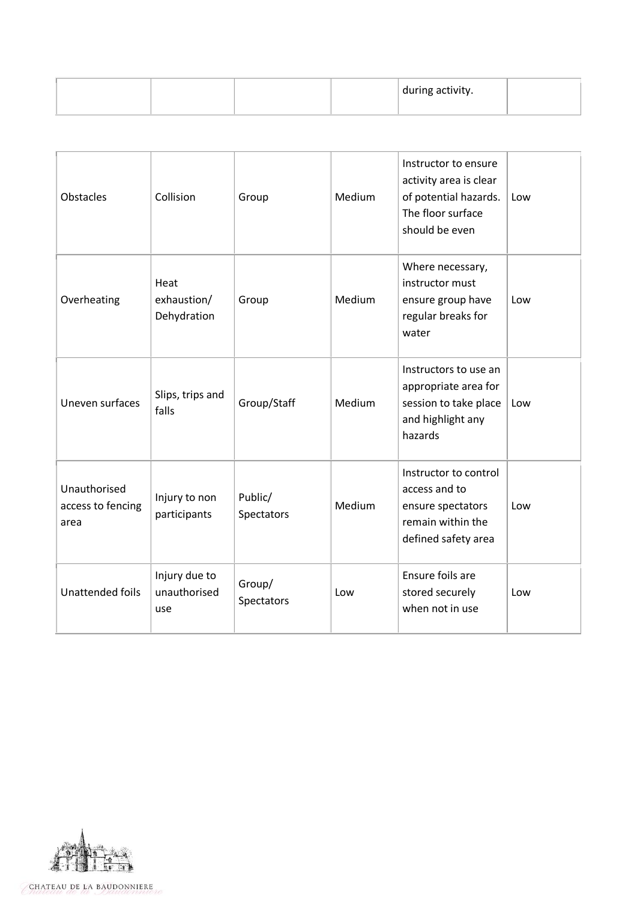| | | | | | |
|---|---|---|---|---|---|
| | | | | during activity. | |

| | | | | | |
|---|---|---|---|---|---|
| Obstacles | Collision | Group | Medium | Instructor to ensure activity area is clear of potential hazards. The floor surface should be even | Low |
| Overheating | Heat exhaustion/ Dehydration | Group | Medium | Where necessary, instructor must ensure group have regular breaks for water | Low |
| Uneven surfaces | Slips, trips and falls | Group/Staff | Medium | Instructors to use an appropriate area for session to take place and highlight any hazards | Low |
| Unauthorised access to fencing area | Injury to non participants | Public/ Spectators | Medium | Instructor to control access and to ensure spectators remain within the defined safety area | Low |
| Unattended foils | Injury due to unauthorised use | Group/ Spectators | Low | Ensure foils are stored securely when not in use | Low |